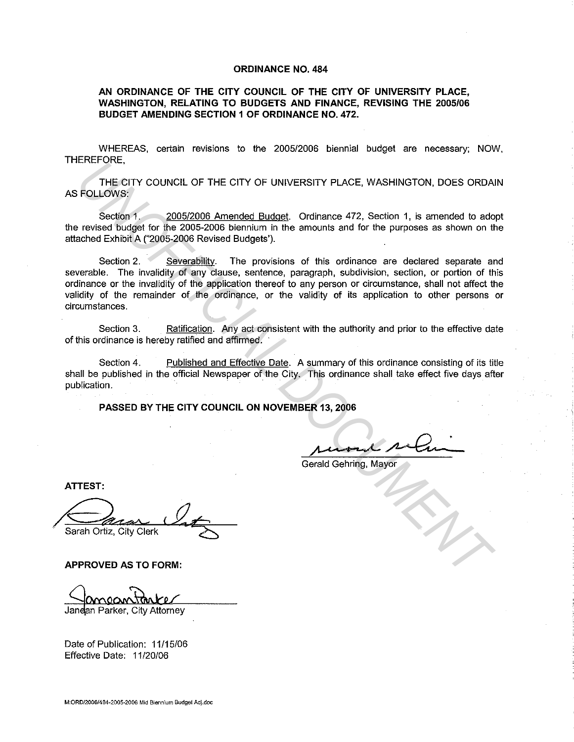# ORDINANCE NO. 484

## AN ORDINANCE OF THE CITY COUNCIL OF THE CITY OF UNIVERSITY PLACE, WASHINGTON, RELATING TO BUDGETS AND FINANCE, REVISING THE 2005/06 BUDGET AMENDING SECTION 1 OF ORDINANCE NO. 472.

WHEREAS, certain revisions to the 2005/2006 biennial budget are necessary; NOW, THEREFORE,

THE CITY COUNCIL OF THE CITY OF UNIVERSITY PLACE, WASHINGTON, DOES ORDAIN AS FOLLOWS:

Section 1. 2005/2006 Amended Budget. Ordinance 472, Section 1, is amended to adopt the revised budget for the 2005-2006 biennium in the amounts and for the purposes as shown on the attached Exhibit A ("2005-2006 Revised Budgets').

Section 2. Severability. The provisions of this ordinance are declared separate and severable. The invalidity of any clause, sentence, paragraph, subdivision, section, or portion of this ordinance or the invalidity of the application thereof to any person or circumstance, shall not affect the validity of the remainder of the ordinance, or the validity of its application to other persons or circumstances.

Section 3. Ratification. Any act consistent with the authority and prior to the effective date of this ordinance is hereby ratified and affirmed.

Section 4. Published and Effective Date. A summary of this ordinance consisting of its title shall be published in the official Newspaper of the City. This ordinance shall take effect five days after publication.

**PASSED BY THE CITY COUNCIL ON NOVEMBER 13, 2006**

Gerald Gehring, Mayor

**ATTEST:**

Sarah Ortiz, City Clerk

**APPROVED AS TO FORM:**

Janean Parker, City Attorney

Date of Publication: 11/15/06
Effective Date: 11/20/06

M:ORD/2006/484-2005-2006 Mid Biennium Budget Adj.doc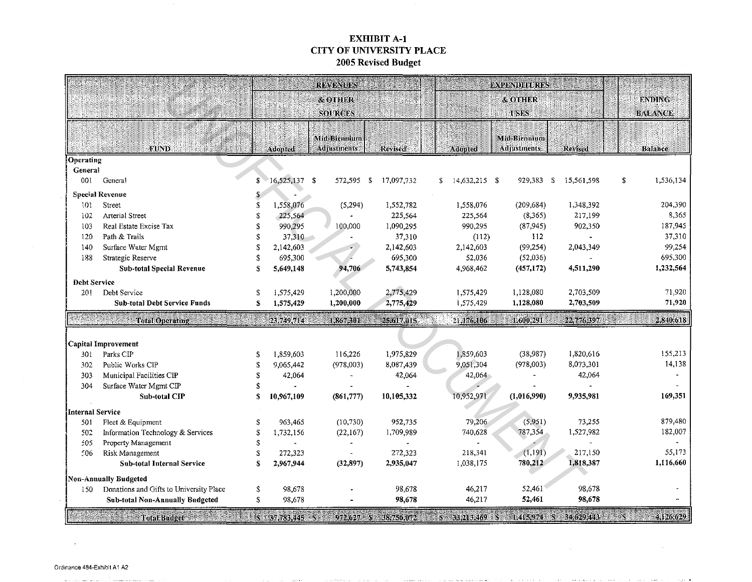# EXHIBIT A-1
## CITY OF UNIVERSITY PLACE
### 2005 Revised Budget

| FUND | | REVENUES & OTHER SOURCES | | | EXPENDITURES & OTHER USES | | | ENDING BALANCE |
|---|---|---|---|---|---|---|---|---|
| | | Adopted | Mid-Biennium Adjustments | Revised | Adopted | Mid-Biennium Adjustments | Revised | Balance |
| **Operating** | | | | | | | | |
| **General** | | | | | | | | |
| 001 | General | $ 16,525,137 | $ 572,595 | $ 17,097,732 | $ 14,632,215 | $ 929,383 | $ 15,561,598 | $ 1,536,134 |
| **Special Revenue** | | $ - | | | | | | |
| 101 | Street | $ 1,558,076 | (5,294) | 1,552,782 | 1,558,076 | (209,684) | 1,348,392 | 204,390 |
| 102 | Arterial Street | $ 225,564 | - | 225,564 | 225,564 | (8,365) | 217,199 | 8,365 |
| 103 | Real Estate Excise Tax | $ 990,295 | 100,000 | 1,090,295 | 990,295 | (87,945) | 902,350 | 187,945 |
| 120 | Path & Trails | $ 37,310 | - | 37,310 | (112) | 112 | - | 37,310 |
| 140 | Surface Water Mgmt | $ 2,142,603 | - | 2,142,603 | 2,142,603 | (99,254) | 2,043,349 | 99,254 |
| 188 | Strategic Reserve | $ 695,300 | - | 695,300 | 52,036 | (52,036) | - | 695,300 |
| | **Sub-total Special Revenue** | **$ 5,649,148** | **94,706** | **5,743,854** | 4,968,462 | **(457,172)** | **4,511,290** | **1,232,564** |
| **Debt Service** | | | | | | | | |
| 201 | Debt Service | $ 1,575,429 | 1,200,000 | 2,775,429 | 1,575,429 | 1,128,080 | 2,703,509 | 71,920 |
| | **Sub-total Debt Service Funds** | **$ 1,575,429** | **1,200,000** | **2,775,429** | 1,575,429 | **1,128,080** | **2,703,509** | **71,920** |
| | **Total Operating** | **23,749,714** | **1,867,301** | **25,617,015** | **21,176,106** | **1,600,291** | **22,776,397** | **2,840,618** |
| **Capital Improvement** | | | | | | | | |
| 301 | Parks CIP | $ 1,859,603 | 116,226 | 1,975,829 | 1,859,603 | (38,987) | 1,820,616 | 155,213 |
| 302 | Public Works CIP | $ 9,065,442 | (978,003) | 8,087,439 | 9,051,304 | (978,003) | 8,073,301 | 14,138 |
| 303 | Municipal Facilities CIP | $ 42,064 | - | 42,064 | 42,064 | - | 42,064 | - |
| 304 | Surface Water Mgmt CIP | $ - | - | - | - | - | - | - |
| | **Sub-total CIP** | **$ 10,967,109** | **(861,777)** | **10,105,332** | 10,952,971 | **(1,016,990)** | **9,935,981** | **169,351** |
| **Internal Service** | | | | | | | | |
| 501 | Fleet & Equipment | $ 963,465 | (10,730) | 952,735 | 79,206 | (5,951) | 73,255 | 879,480 |
| 502 | Information Technology & Services | $ 1,732,156 | (22,167) | 1,709,989 | 740,628 | 787,354 | 1,527,982 | 182,007 |
| 505 | Property Management | $ - | - | - | - | - | - | - |
| 506 | Risk Management | $ 272,323 | - | 272,323 | 218,341 | (1,191) | 217,150 | 55,173 |
| | **Sub-total Internal Service** | **$ 2,967,944** | **(32,897)** | **2,935,047** | 1,038,175 | **780,212** | **1,818,387** | **1,116,660** |
| **Non-Annually Budgeted** | | | | | | | | |
| 150 | Donations and Gifts to University Place | $ 98,678 | - | 98,678 | 46,217 | 52,461 | 98,678 | - |
| | **Sub-total Non-Annually Budgeted** | $ 98,678 | **-** | **98,678** | 46,217 | **52,461** | **98,678** | **-** |
| | **Total Budget** | **$ 37,783,445** | **$ 972,627** | **$ 38,756,072** | **$ 33,213,469** | **$ 1,415,974** | **$ 34,629,443** | **$ 4,126,629** |

Ordinance 484-Exhibit A1 A2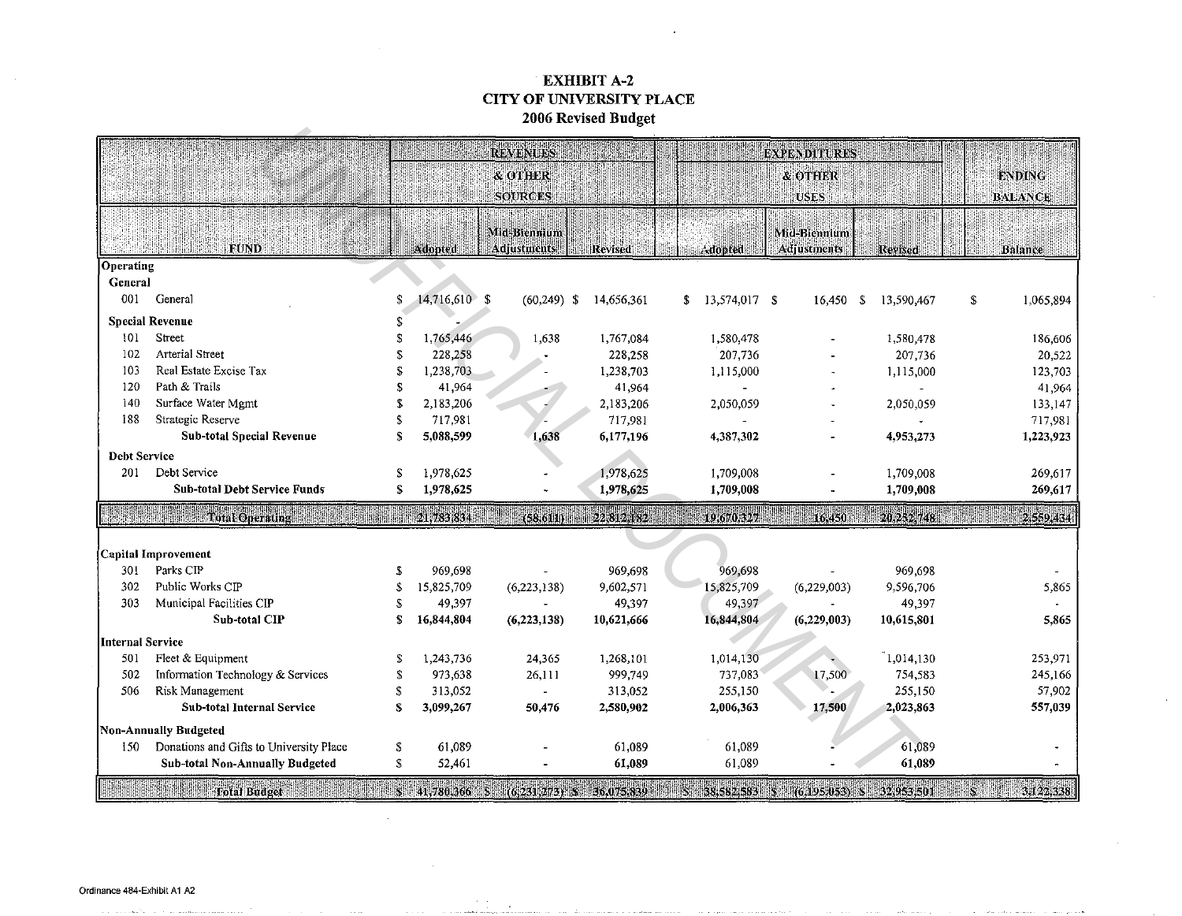# EXHIBIT A-2
# CITY OF UNIVERSITY PLACE
## 2006 Revised Budget

| FUND | | REVENUES & OTHER SOURCES | | | EXPENDITURES & OTHER USES | | | ENDING BALANCE |
|---|---|---|---|---|---|---|---|---|
| | | Adopted | Mid-Biennium Adjustments | Revised | Adopted | Mid-Biennium Adjustments | Revised | Balance |
| **Operating** | | | | | | | | |
| **General** | | | | | | | | |
| 001 | General | $ 14,716,610 | $ (60,249) | $ 14,656,361 | $ 13,574,017 | $ 16,450 | $ 13,590,467 | $ 1,065,894 |
| **Special Revenue** | | $ - | | | | | | |
| 101 | Street | $ 1,765,446 | 1,638 | 1,767,084 | 1,580,478 | - | 1,580,478 | 186,606 |
| 102 | Arterial Street | $ 228,258 | - | 228,258 | 207,736 | - | 207,736 | 20,522 |
| 103 | Real Estate Excise Tax | $ 1,238,703 | - | 1,238,703 | 1,115,000 | - | 1,115,000 | 123,703 |
| 120 | Path & Trails | $ 41,964 | - | 41,964 | - | - | - | 41,964 |
| 140 | Surface Water Mgmt | $ 2,183,206 | - | 2,183,206 | 2,050,059 | - | 2,050,059 | 133,147 |
| 188 | Strategic Reserve | $ 717,981 | - | 717,981 | - | - | - | 717,981 |
| | **Sub-total Special Revenue** | **$ 5,088,599** | **1,638** | **6,177,196** | **4,387,302** | **-** | **4,953,273** | **1,223,923** |
| **Debt Service** | | | | | | | | |
| 201 | Debt Service | $ 1,978,625 | - | 1,978,625 | 1,709,008 | - | 1,709,008 | 269,617 |
| | **Sub-total Debt Service Funds** | **$ 1,978,625** | **-** | **1,978,625** | **1,709,008** | **-** | **1,709,008** | **269,617** |
| | **Total Operating** | **21,783,834** | **(58,611)** | **22,812,182** | **19,670,327** | **16,450** | **20,252,748** | **2,559,434** |
| **Capital Improvement** | | | | | | | | |
| 301 | Parks CIP | $ 969,698 | - | 969,698 | 969,698 | - | 969,698 | - |
| 302 | Public Works CIP | $ 15,825,709 | (6,223,138) | 9,602,571 | 15,825,709 | (6,229,003) | 9,596,706 | 5,865 |
| 303 | Municipal Facilities CIP | $ 49,397 | - | 49,397 | 49,397 | - | 49,397 | - |
| | **Sub-total CIP** | **$ 16,844,804** | **(6,223,138)** | **10,621,666** | **16,844,804** | **(6,229,003)** | **10,615,801** | **5,865** |
| **Internal Service** | | | | | | | | |
| 501 | Fleet & Equipment | $ 1,243,736 | 24,365 | 1,268,101 | 1,014,130 | - | 1,014,130 | 253,971 |
| 502 | Information Technology & Services | $ 973,638 | 26,111 | 999,749 | 737,083 | 17,500 | 754,583 | 245,166 |
| 506 | Risk Management | $ 313,052 | - | 313,052 | 255,150 | - | 255,150 | 57,902 |
| | **Sub-total Internal Service** | **$ 3,099,267** | **50,476** | **2,580,902** | **2,006,363** | **17,500** | **2,023,863** | **557,039** |
| **Non-Annually Budgeted** | | | | | | | | |
| 150 | Donations and Gifts to University Place | $ 61,089 | - | 61,089 | 61,089 | - | 61,089 | - |
| | **Sub-total Non-Annually Budgeted** | $ 52,461 | **-** | **61,089** | 61,089 | **-** | **61,089** | **-** |
| | **Total Budget** | **$ 41,780,366** | **$ (6,231,273)** | **$ 36,075,839** | **$ 38,582,583** | **$ (6,195,053)** | **$ 32,953,501** | **$ 3,122,338** |

Ordinance 484-Exhibit A1 A2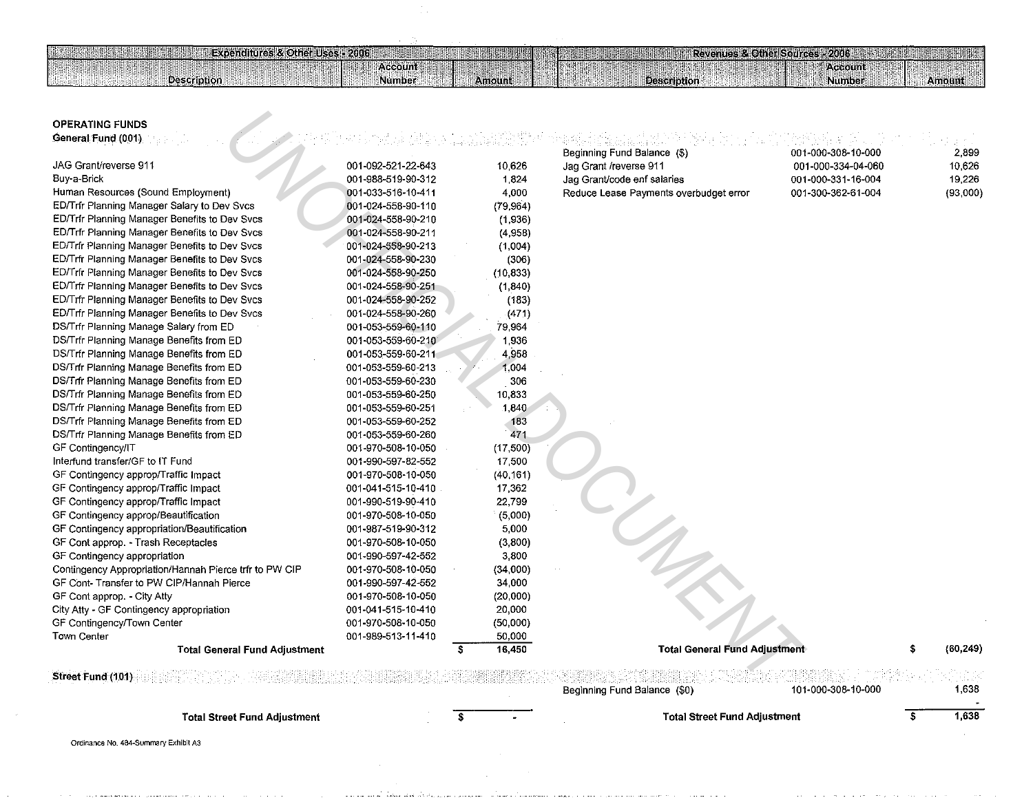| Expenditures & Other Uses - 2006 | | | Revenues & Other Sources - 2006 | | |
|---|---|---|---|---|---|
| Description | Account Number | Amount | Description | Account Number | Amount |
| **OPERATING FUNDS** | | | | | |
| **General Fund (001)** | | | | | |
| | | | Beginning Fund Balance ($) | 001-000-308-10-000 | 2,899 |
| JAG Grant/reverse 911 | 001-092-521-22-643 | 10,626 | Jag Grant /reverse 911 | 001-000-334-04-060 | 10,626 |
| Buy-a-Brick | 001-988-519-90-312 | 1,824 | Jag Grant/code enf salaries | 001-000-331-16-004 | 19,226 |
| Human Resources (Sound Employment) | 001-033-516-10-411 | 4,000 | Reduce Lease Payments overbudget error | 001-300-362-61-004 | (93,000) |
| ED/Trfr Planning Manager Salary to Dev Svcs | 001-024-558-90-110 | (79,964) | | | |
| ED/Trfr Planning Manager Benefits to Dev Svcs | 001-024-558-90-210 | (1,936) | | | |
| ED/Trfr Planning Manager Benefits to Dev Svcs | 001-024-558-90-211 | (4,958) | | | |
| ED/Trfr Planning Manager Benefits to Dev Svcs | 001-024-558-90-213 | (1,004) | | | |
| ED/Trfr Planning Manager Benefits to Dev Svcs | 001-024-558-90-230 | (306) | | | |
| ED/Trfr Planning Manager Benefits to Dev Svcs | 001-024-558-90-250 | (10,833) | | | |
| ED/Trfr Planning Manager Benefits to Dev Svcs | 001-024-558-90-251 | (1,840) | | | |
| ED/Trfr Planning Manager Benefits to Dev Svcs | 001-024-558-90-252 | (183) | | | |
| ED/Trfr Planning Manager Benefits to Dev Svcs | 001-024-558-90-260 | (471) | | | |
| DS/Trfr Planning Manage Salary from ED | 001-053-559-60-110 | 79,964 | | | |
| DS/Trfr Planning Manage Benefits from ED | 001-053-559-60-210 | 1,936 | | | |
| DS/Trfr Planning Manage Benefits from ED | 001-053-559-60-211 | 4,958 | | | |
| DS/Trfr Planning Manage Benefits from ED | 001-053-559-60-213 | 1,004 | | | |
| DS/Trfr Planning Manage Benefits from ED | 001-053-559-60-230 | 306 | | | |
| DS/Trfr Planning Manage Benefits from ED | 001-053-559-60-250 | 10,833 | | | |
| DS/Trfr Planning Manage Benefits from ED | 001-053-559-60-251 | 1,840 | | | |
| DS/Trfr Planning Manage Benefits from ED | 001-053-559-60-252 | 183 | | | |
| DS/Trfr Planning Manage Benefits from ED | 001-053-559-60-260 | 471 | | | |
| GF Contingency/IT | 001-970-508-10-050 | (17,500) | | | |
| Interfund transfer/GF to IT Fund | 001-990-597-82-552 | 17,500 | | | |
| GF Contingency approp/Traffic Impact | 001-970-508-10-050 | (40,161) | | | |
| GF Contingency approp/Traffic Impact | 001-041-515-10-410 | 17,362 | | | |
| GF Contingency approp/Traffic Impact | 001-990-519-90-410 | 22,799 | | | |
| GF Contingency approp/Beautification | 001-970-508-10-050 | (5,000) | | | |
| GF Contingency appropriation/Beautification | 001-987-519-90-312 | 5,000 | | | |
| GF Cont approp. - Trash Receptacles | 001-970-508-10-050 | (3,800) | | | |
| GF Contingency appropriation | 001-990-597-42-552 | 3,800 | | | |
| Contingency Appropriation/Hannah Pierce trfr to PW CIP | 001-970-508-10-050 | (34,000) | | | |
| GF Cont- Transfer to PW CIP/Hannah Pierce | 001-990-597-42-552 | 34,000 | | | |
| GF Cont approp. - City Atty | 001-970-508-10-050 | (20,000) | | | |
| City Atty - GF Contingency appropriation | 001-041-515-10-410 | 20,000 | | | |
| GF Contingency/Town Center | 001-970-508-10-050 | (50,000) | | | |
| Town Center | 001-989-513-11-410 | 50,000 | | | |
| **Total General Fund Adjustment** | | $ 16,450 | **Total General Fund Adjustment** | | $ (60,249) |
| **Street Fund (101)** | | | | | |
| | | | Beginning Fund Balance ($0) | 101-000-308-10-000 | 1,638 |
| | | | | | - |
| **Total Street Fund Adjustment** | | $ - | **Total Street Fund Adjustment** | | $ 1,638 |

Ordinance No. 484-Summary Exhibit A3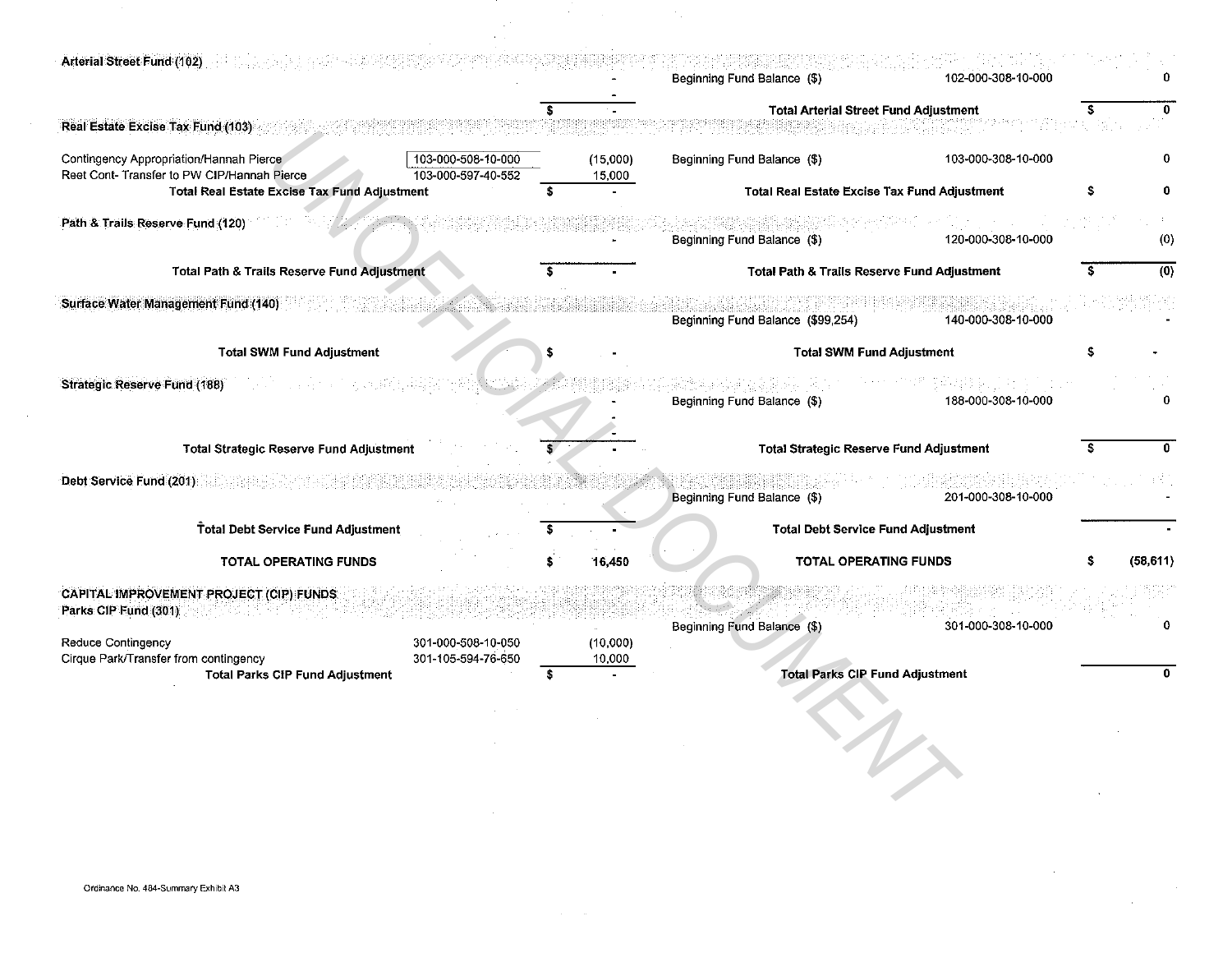| Expenditures | Account | Amount | Revenues | Account | Amount |
|---|---|---|---|---|---|
| **Arterial Street Fund (102)** | | | | | |
| | | - | Beginning Fund Balance ($) | 102-000-308-10-000 | 0 |
| | | - | | | |
| | | $ - | **Total Arterial Street Fund Adjustment** | | $ 0 |
| **Real Estate Excise Tax Fund (103)** | | | | | |
| Contingency Appropriation/Hannah Pierce | 103-000-508-10-000 | (15,000) | Beginning Fund Balance ($) | 103-000-308-10-000 | 0 |
| Reet Cont- Transfer to PW CIP/Hannah Pierce | 103-000-597-40-552 | 15,000 | | | |
| **Total Real Estate Excise Tax Fund Adjustment** | | $ - | **Total Real Estate Excise Tax Fund Adjustment** | | $ 0 |
| **Path & Trails Reserve Fund (120)** | | | | | |
| | | - | Beginning Fund Balance ($) | 120-000-308-10-000 | (0) |
| **Total Path & Trails Reserve Fund Adjustment** | | $ - | **Total Path & Trails Reserve Fund Adjustment** | | $ (0) |
| **Surface Water Management Fund (140)** | | | | | |
| | | | Beginning Fund Balance ($99,254) | 140-000-308-10-000 | - |
| **Total SWM Fund Adjustment** | | $ - | **Total SWM Fund Adjustment** | | $ - |
| **Strategic Reserve Fund (188)** | | | | | |
| | | - | Beginning Fund Balance ($) | 188-000-308-10-000 | 0 |
| | | - | | | |
| | | - | | | |
| **Total Strategic Reserve Fund Adjustment** | | $ - | **Total Strategic Reserve Fund Adjustment** | | $ 0 |
| **Debt Service Fund (201)** | | | | | |
| | | | Beginning Fund Balance ($) | 201-000-308-10-000 | - |
| **Total Debt Service Fund Adjustment** | | $ - | **Total Debt Service Fund Adjustment** | | - |
| **TOTAL OPERATING FUNDS** | | $ 16,450 | **TOTAL OPERATING FUNDS** | | $ (58,611) |
| **CAPITAL IMPROVEMENT PROJECT (CIP) FUNDS** | | | | | |
| **Parks CIP Fund (301)** | | | | | |
| | | | Beginning Fund Balance ($) | 301-000-308-10-000 | 0 |
| Reduce Contingency | 301-000-508-10-050 | (10,000) | | | |
| Cirque Park/Transfer from contingency | 301-105-594-76-650 | 10,000 | | | |
| **Total Parks CIP Fund Adjustment** | | $ - | **Total Parks CIP Fund Adjustment** | | 0 |

UNOFFICIAL DOCUMENT

Ordinance No. 484-Summary Exhibit A3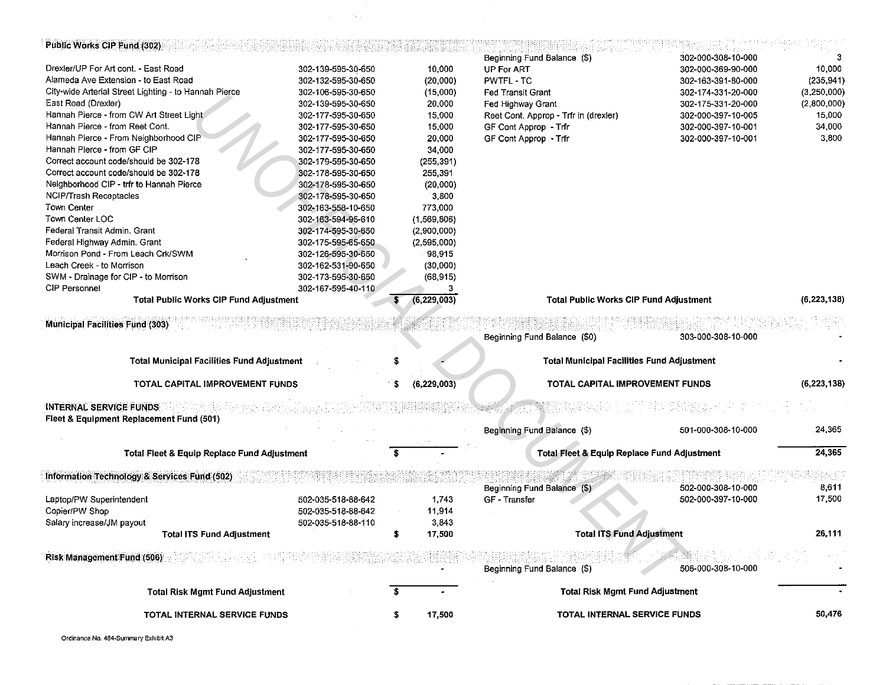## Public Works CIP Fund (302)

| Expenditure | Account | Amount | Revenue | Account | Amount |
|---|---|---|---|---|---|
| | | | Beginning Fund Balance ($) | 302-000-308-10-000 | 3 |
| Drexler/UP For Art cont. - East Road | 302-139-595-30-650 | 10,000 | UP For ART | 302-000-369-90-000 | 10,000 |
| Alameda Ave Extension - to East Road | 302-132-595-30-650 | (20,000) | PWTFL - TC | 302-163-391-80-000 | (235,941) |
| City-wide Arterial Street Lighting - to Hannah Pierce | 302-106-595-30-650 | (15,000) | Fed Transit Grant | 302-174-331-20-000 | (3,250,000) |
| East Road (Drexler) | 302-139-595-30-650 | 20,000 | Fed Highway Grant | 302-175-331-20-000 | (2,800,000) |
| Hannah Pierce - from CW Art Street Light | 302-177-595-30-650 | 15,000 | Reet Cont. Approp - Trfr in (drexler) | 302-000-397-10-005 | 15,000 |
| Hannah Pierce - from Reet Cont. | 302-177-595-30-650 | 15,000 | GF Cont Approp - Trfr | 302-000-397-10-001 | 34,000 |
| Hannah Pierce - From Neighborhood CIP | 302-177-595-30-650 | 20,000 | GF Cont Approp - Trfr | 302-000-397-10-001 | 3,800 |
| Hannah Pierce - from GF CIP | 302-177-595-30-650 | 34,000 | | | |
| Correct account code/should be 302-178 | 302-179-595-30-650 | (255,391) | | | |
| Correct account code/should be 302-178 | 302-178-595-30-650 | 255,391 | | | |
| Neighborhood CIP - trfr to Hannah Pierce | 302-178-595-30-650 | (20,000) | | | |
| NCIP/Trash Receptacles | 302-178-595-30-650 | 3,800 | | | |
| Town Center | 302-163-558-10-650 | 773,000 | | | |
| Town Center LOC | 302-163-594-95-610 | (1,569,806) | | | |
| Federal Transit Admin. Grant | 302-174-595-30-650 | (2,900,000) | | | |
| Federal Highway Admin. Grant | 302-175-595-65-650 | (2,595,000) | | | |
| Morrison Pond - From Leach Crk/SWM | 302-126-595-30-650 | 98,915 | | | |
| Leach Creek - to Morrison | 302-162-531-90-650 | (30,000) | | | |
| SWM - Drainage for CIP - to Morrison | 302-173-595-30-650 | (68,915) | | | |
| CIP Personnel | 302-167-595-40-110 | 3 | | | |
| **Total Public Works CIP Fund Adjustment** | | **$ (6,229,003)** | **Total Public Works CIP Fund Adjustment** | | **(6,223,138)** |

## Municipal Facilities Fund (303)

| Expenditure | Account | Amount | Revenue | Account | Amount |
|---|---|---|---|---|---|
| | | | Beginning Fund Balance ($0) | 303-000-308-10-000 | - |
| **Total Municipal Facilities Fund Adjustment** | | **$ -** | **Total Municipal Facilities Fund Adjustment** | | **-** |
| **TOTAL CAPITAL IMPROVEMENT FUNDS** | | **$ (6,229,003)** | **TOTAL CAPITAL IMPROVEMENT FUNDS** | | **(6,223,138)** |

## INTERNAL SERVICE FUNDS

### Fleet & Equipment Replacement Fund (501)

| Expenditure | Account | Amount | Revenue | Account | Amount |
|---|---|---|---|---|---|
| | | | Beginning Fund Balance ($) | 501-000-308-10-000 | 24,365 |
| **Total Fleet & Equip Replace Fund Adjustment** | | **$ -** | **Total Fleet & Equip Replace Fund Adjustment** | | **24,365** |

### Information Technology & Services Fund (502)

| Expenditure | Account | Amount | Revenue | Account | Amount |
|---|---|---|---|---|---|
| | | | Beginning Fund Balance ($) | 502-000-308-10-000 | 8,611 |
| Laptop/PW Superintendent | 502-035-518-88-642 | 1,743 | GF - Transfer | 502-000-397-10-000 | 17,500 |
| Copier/PW Shop | 502-035-518-88-642 | 11,914 | | | |
| Salary increase/JM payout | 502-035-518-88-110 | 3,843 | | | |
| **Total ITS Fund Adjustment** | | **$ 17,500** | **Total ITS Fund Adjustment** | | **26,111** |

### Risk Management Fund (506)

| Expenditure | Account | Amount | Revenue | Account | Amount |
|---|---|---|---|---|---|
| | | - | Beginning Fund Balance ($) | 506-000-308-10-000 | - |
| **Total Risk Mgmt Fund Adjustment** | | **$ -** | **Total Risk Mgmt Fund Adjustment** | | **-** |
| **TOTAL INTERNAL SERVICE FUNDS** | | **$ 17,500** | **TOTAL INTERNAL SERVICE FUNDS** | | **50,476** |

Ordinance No. 484-Summary Exhibit A3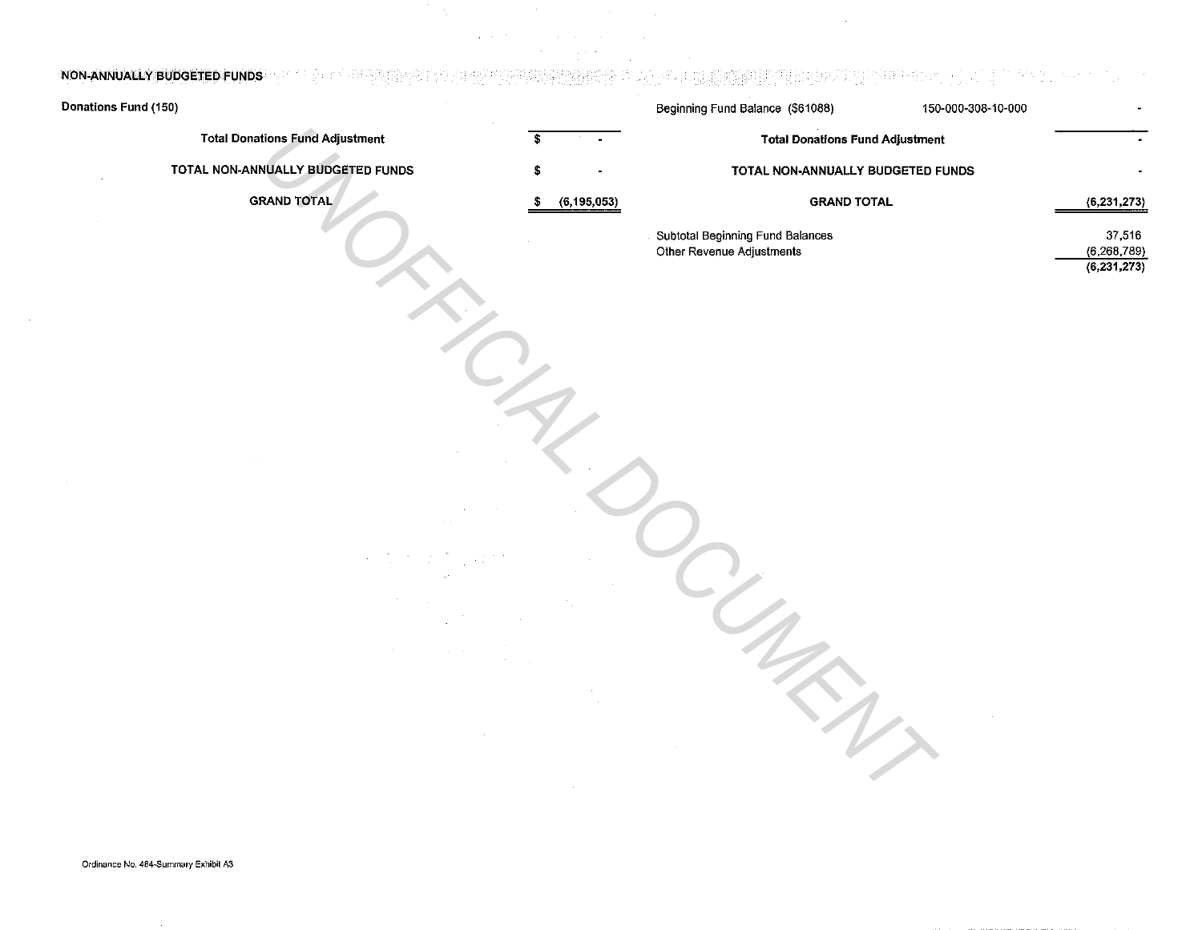## NON-ANNUALLY BUDGETED FUNDS

| | | | | |
|---|---|---|---|---|
| **Donations Fund (150)** | | Beginning Fund Balance ($61088) | 150-000-308-10-000 | - |
| **Total Donations Fund Adjustment** | $ - | **Total Donations Fund Adjustment** | | - |
| **TOTAL NON-ANNUALLY BUDGETED FUNDS** | $ - | **TOTAL NON-ANNUALLY BUDGETED FUNDS** | | - |
| **GRAND TOTAL** | $ (6,195,053) | **GRAND TOTAL** | | (6,231,273) |

| | |
|---|---|
| Subtotal Beginning Fund Balances | 37,516 |
| Other Revenue Adjustments | (6,268,789) |
| | (6,231,273) |

Ordinance No. 484-Summary Exhibit A3